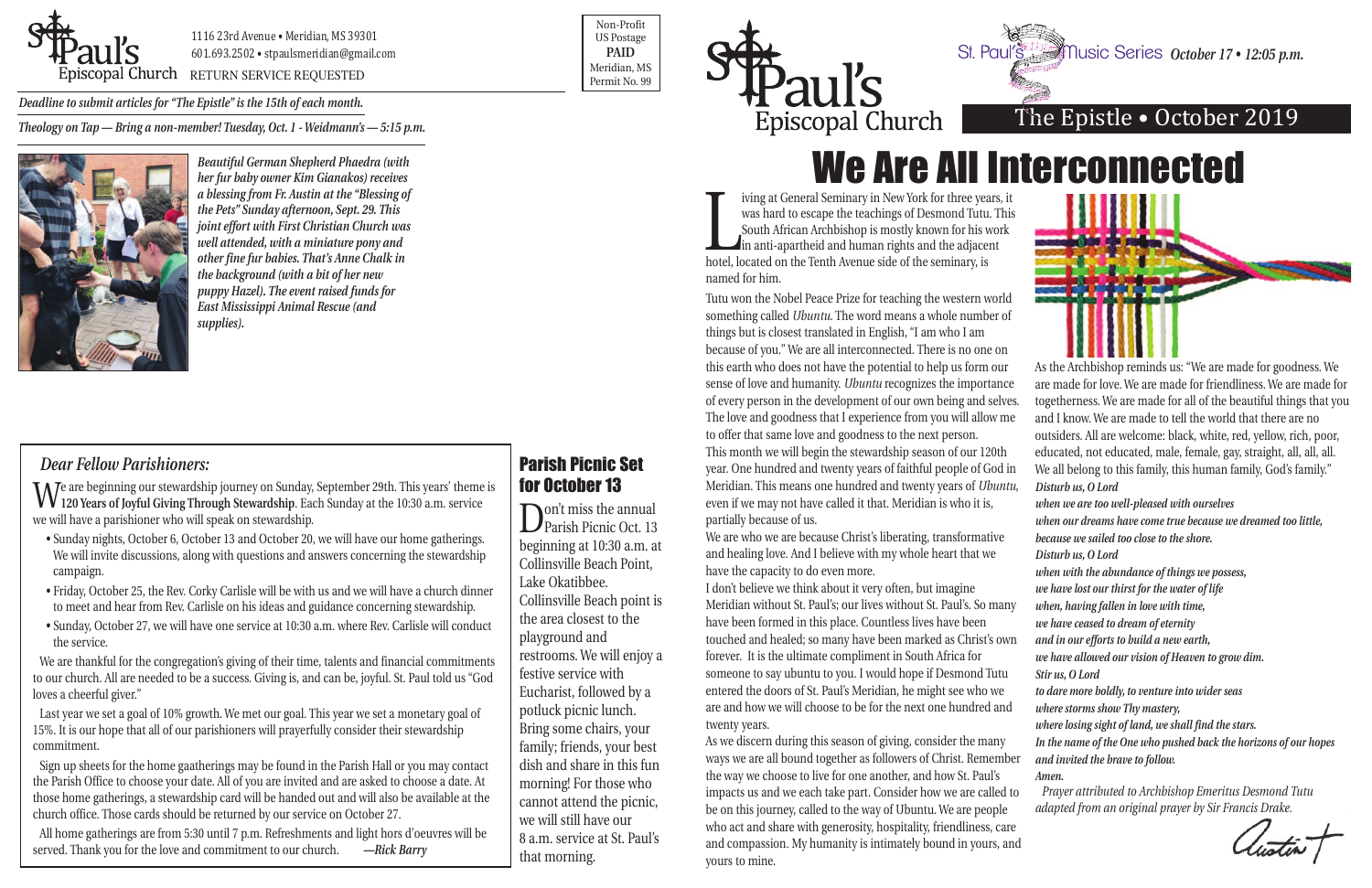St Paul's Episcopal Church

1116 23rd Avenue • Meridian, MS 39301
601.693.2502 • stpaulsmeridian@gmail.com
RETURN SERVICE REQUESTED

Non-Profit
US Postage
**PAID**
Meridian, MS
Permit No. 99

*Deadline to submit articles for "The Epistle" is the 15th of each month.*

*Theology on Tap — Bring a non-member! Tuesday, Oct. 1 - Weidmann's — 5:15 p.m.*

***Beautiful German Shepherd Phaedra (with her fur baby owner Kim Gianakos) receives a blessing from Fr. Austin at the "Blessing of the Pets" Sunday afternoon, Sept. 29. This joint effort with First Christian Church was well attended, with a miniature pony and other fine fur babies. That's Anne Chalk in the background (with a bit of her new puppy Hazel). The event raised funds for East Mississippi Animal Rescue (and supplies).***

## *Dear Fellow Parishioners:*

We are beginning our stewardship journey on Sunday, September 29th. This years' theme is **120 Years of Joyful Giving Through Stewardship**. Each Sunday at the 10:30 a.m. service we will have a parishioner who will speak on stewardship.

- Sunday nights, October 6, October 13 and October 20, we will have our home gatherings. We will invite discussions, along with questions and answers concerning the stewardship campaign.
- Friday, October 25, the Rev. Corky Carlisle will be with us and we will have a church dinner to meet and hear from Rev. Carlisle on his ideas and guidance concerning stewardship.
- Sunday, October 27, we will have one service at 10:30 a.m. where Rev. Carlisle will conduct the service.

We are thankful for the congregation's giving of their time, talents and financial commitments to our church. All are needed to be a success. Giving is, and can be, joyful. St. Paul told us "God loves a cheerful giver."

Last year we set a goal of 10% growth. We met our goal. This year we set a monetary goal of 15%. It is our hope that all of our parishioners will prayerfully consider their stewardship commitment.

Sign up sheets for the home gaatherings may be found in the Parish Hall or you may contact the Parish Office to choose your date. All of you are invited and are asked to choose a date. At those home gatherings, a stewardship card will be handed out and will also be available at the church office. Those cards should be returned by our service on October 27.

All home gatherings are from 5:30 until 7 p.m. Refreshments and light hors d'oeuvres will be served. Thank you for the love and commitment to our church. ***—Rick Barry***

## Parish Picnic Set for October 13

Don't miss the annual Parish Picnic Oct. 13 beginning at 10:30 a.m. at Collinsville Beach Point, Lake Okatibbee. Collinsville Beach point is the area closest to the playground and restrooms. We will enjoy a festive service with Eucharist, followed by a potluck picnic lunch. Bring some chairs, your family; friends, your best dish and share in this fun morning! For those who cannot attend the picnic, we will still have our 8 a.m. service at St. Paul's that morning.

St Paul's Episcopal Church

St. Paul's Music Series *October 17 • 12:05 p.m.*

The Epistle • October 2019

# We Are All Interconnected

Living at General Seminary in New York for three years, it was hard to escape the teachings of Desmond Tutu. This South African Archbishop is mostly known for his work in anti-apartheid and human rights and the adjacent hotel, located on the Tenth Avenue side of the seminary, is named for him.

Tutu won the Nobel Peace Prize for teaching the western world something called *Ubuntu*. The word means a whole number of things but is closest translated in English, "I am who I am because of you." We are all interconnected. There is no one on this earth who does not have the potential to help us form our sense of love and humanity. *Ubuntu* recognizes the importance of every person in the development of our own being and selves. The love and goodness that I experience from you will allow me to offer that same love and goodness to the next person.

This month we will begin the stewardship season of our 120th year. One hundred and twenty years of faithful people of God in Meridian. This means one hundred and twenty years of *Ubuntu*, even if we may not have called it that. Meridian is who it is, partially because of us.

We are who we are because Christ's liberating, transformative and healing love. And I believe with my whole heart that we have the capacity to do even more.

I don't believe we think about it very often, but imagine Meridian without St. Paul's; our lives without St. Paul's. So many have been formed in this place. Countless lives have been touched and healed; so many have been marked as Christ's own forever. It is the ultimate compliment in South Africa for someone to say ubuntu to you. I would hope if Desmond Tutu entered the doors of St. Paul's Meridian, he might see who we are and how we will choose to be for the next one hundred and twenty years.

As we discern during this season of giving, consider the many ways we are all bound together as followers of Christ. Remember the way we choose to live for one another, and how St. Paul's impacts us and we each take part. Consider how we are called to be on this journey, called to the way of Ubuntu. We are people who act and share with generosity, hospitality, friendliness, care and compassion. My humanity is intimately bound in yours, and yours to mine.

As the Archbishop reminds us: "We are made for goodness. We are made for love. We are made for friendliness. We are made for togetherness. We are made for all of the beautiful things that you and I know. We are made to tell the world that there are no outsiders. All are welcome: black, white, red, yellow, rich, poor, educated, not educated, male, female, gay, straight, all, all, all. We all belong to this family, this human family, God's family."

***Disturb us, O Lord***
***when we are too well-pleased with ourselves***
***when our dreams have come true because we dreamed too little,***
***because we sailed too close to the shore.***
***Disturb us, O Lord***
***when with the abundance of things we possess,***
***we have lost our thirst for the water of life***
***when, having fallen in love with time,***
***we have ceased to dream of eternity***
***and in our efforts to build a new earth,***
***we have allowed our vision of Heaven to grow dim.***
***Stir us, O Lord***
***to dare more boldly, to venture into wider seas***
***where storms show Thy mastery,***
***where losing sight of land, we shall find the stars.***
***In the name of the One who pushed back the horizons of our hopes***
***and invited the brave to follow.***
***Amen.***

*Prayer attributed to Archbishop Emeritus Desmond Tutu adapted from an original prayer by Sir Francis Drake.*

Austin +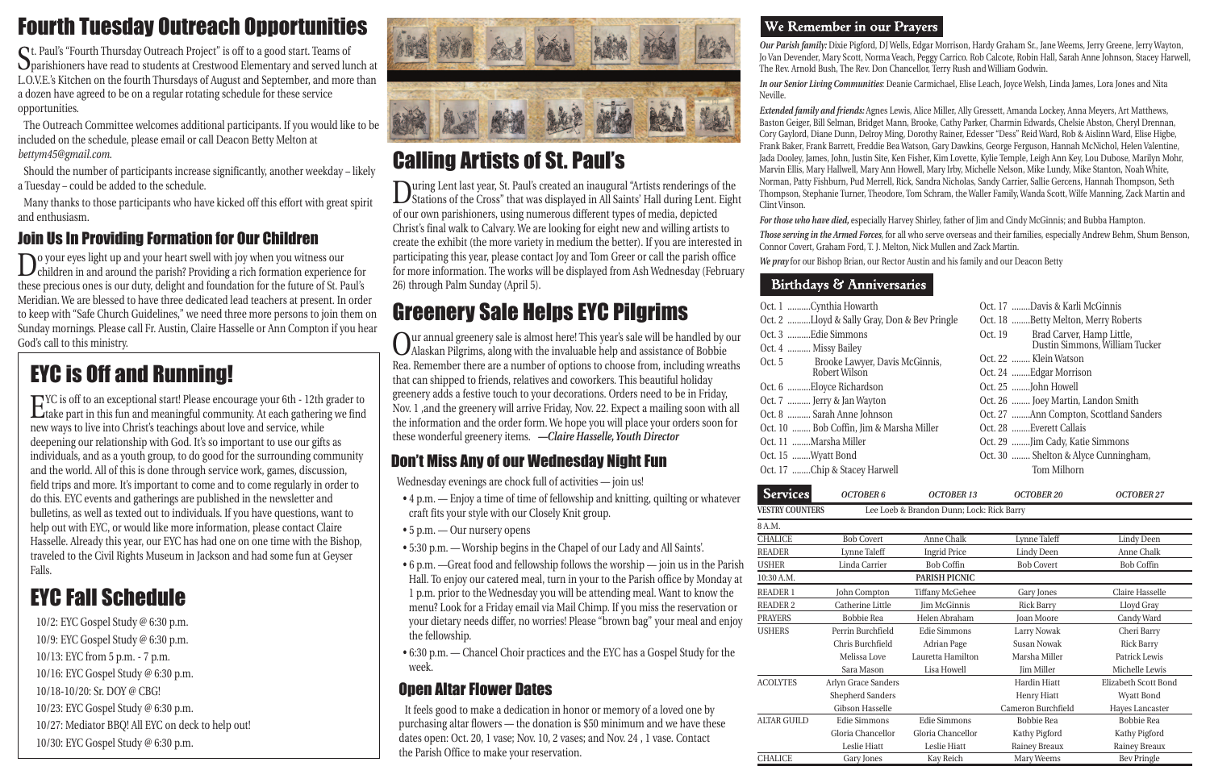# Fourth Tuesday Outreach Opportunities

St. Paul's "Fourth Thursday Outreach Project" is off to a good start. Teams of parishioners have read to students at Crestwood Elementary and served lunch at L.O.V.E.'s Kitchen on the fourth Thursdays of August and September, and more than a dozen have agreed to be on a regular rotating schedule for these service opportunities.

The Outreach Committee welcomes additional participants. If you would like to be included on the schedule, please email or call Deacon Betty Melton at *bettym45@gmail.com.*

Should the number of participants increase significantly, another weekday – likely a Tuesday – could be added to the schedule.

Many thanks to those participants who have kicked off this effort with great spirit and enthusiasm.

## Join Us In Providing Formation for Our Children

Do your eyes light up and your heart swell with joy when you witness our children in and around the parish? Providing a rich formation experience for these precious ones is our duty, delight and foundation for the future of St. Paul's Meridian. We are blessed to have three dedicated lead teachers at present. In order to keep with "Safe Church Guidelines," we need three more persons to join them on Sunday mornings. Please call Fr. Austin, Claire Hasselle or Ann Compton if you hear God's call to this ministry.

# EYC is Off and Running!

EYC is off to an exceptional start! Please encourage your 6th - 12th grader to take part in this fun and meaningful community. At each gathering we find new ways to live into Christ's teachings about love and service, while deepening our relationship with God. It's so important to use our gifts as individuals, and as a youth group, to do good for the surrounding community and the world. All of this is done through service work, games, discussion, field trips and more. It's important to come and to come regularly in order to do this. EYC events and gatherings are published in the newsletter and bulletins, as well as texted out to individuals. If you have questions, want to help out with EYC, or would like more information, please contact Claire Hasselle. Already this year, our EYC has had one on one time with the Bishop, traveled to the Civil Rights Museum in Jackson and had some fun at Geyser Falls.

# EYC Fall Schedule

10/2: EYC Gospel Study @ 6:30 p.m.

10/9: EYC Gospel Study @ 6:30 p.m.

10/13: EYC from 5 p.m. - 7 p.m.

10/16: EYC Gospel Study @ 6:30 p.m.

10/18-10/20: Sr. DOY @ CBG!

10/23: EYC Gospel Study @ 6:30 p.m.

10/27: Mediator BBQ! All EYC on deck to help out!

10/30: EYC Gospel Study @ 6:30 p.m.

# Calling Artists of St. Paul's

During Lent last year, St. Paul's created an inaugural "Artists renderings of the Stations of the Cross" that was displayed in All Saints' Hall during Lent. Eight of our own parishioners, using numerous different types of media, depicted Christ's final walk to Calvary. We are looking for eight new and willing artists to create the exhibit (the more variety in medium the better). If you are interested in participating this year, please contact Joy and Tom Greer or call the parish office for more information. The works will be displayed from Ash Wednesday (February 26) through Palm Sunday (April 5).

# Greenery Sale Helps EYC Pilgrims

Our annual greenery sale is almost here! This year's sale will be handled by our Alaskan Pilgrims, along with the invaluable help and assistance of Bobbie Rea. Remember there are a number of options to choose from, including wreaths that can shipped to friends, relatives and coworkers. This beautiful holiday greenery adds a festive touch to your decorations. Orders need to be in Friday, Nov. 1 ,and the greenery will arrive Friday, Nov. 22. Expect a mailing soon with all the information and the order form. We hope you will place your orders soon for these wonderful greenery items. ***—Claire Hasselle, Youth Director***

## Don't Miss Any of our Wednesday Night Fun

Wednesday evenings are chock full of activities — join us!

- 4 p.m. — Enjoy a time of time of fellowship and knitting, quilting or whatever craft fits your style with our Closely Knit group.
- 5 p.m. — Our nursery opens
- 5:30 p.m. — Worship begins in the Chapel of our Lady and All Saints'.
- 6 p.m. —Great food and fellowship follows the worship — join us in the Parish Hall. To enjoy our catered meal, turn in your to the Parish office by Monday at 1 p.m. prior to the Wednesday you will be attending meal. Want to know the menu? Look for a Friday email via Mail Chimp. If you miss the reservation or your dietary needs differ, no worries! Please "brown bag" your meal and enjoy the fellowship.
- 6:30 p.m. — Chancel Choir practices and the EYC has a Gospel Study for the week.

## Open Altar Flower Dates

It feels good to make a dedication in honor or memory of a loved one by purchasing altar flowers — the donation is $50 minimum and we have these dates open: Oct. 20, 1 vase; Nov. 10, 2 vases; and Nov. 24 , 1 vase. Contact the Parish Office to make your reservation.

## We Remember in our Prayers

***Our Parish family:*** Dixie Pigford, DJ Wells, Edgar Morrison, Hardy Graham Sr., Jane Weems, Jerry Greene, Jerry Wayton, Jo Van Devender, Mary Scott, Norma Veach, Peggy Carrico. Rob Calcote, Robin Hall, Sarah Anne Johnson, Stacey Harwell, The Rev. Arnold Bush, The Rev. Don Chancellor, Terry Rush and William Godwin.

***In our Senior Living Communities***: Deanie Carmichael, Elise Leach, Joyce Welsh, Linda James, Lora Jones and Nita Neville.

***Extended family and friends:*** Agnes Lewis, Alice Miller, Ally Gressett, Amanda Lockey, Anna Meyers, Art Matthews, Baston Geiger, Bill Selman, Bridget Mann, Brooke, Cathy Parker, Charmin Edwards, Chelsie Abston, Cheryl Drennan, Cory Gaylord, Diane Dunn, Delroy Ming, Dorothy Rainer, Edesser "Dess" Reid Ward, Rob & Aislinn Ward, Elise Higbe, Frank Baker, Frank Barrett, Freddie Bea Watson, Gary Dawkins, George Ferguson, Hannah McNichol, Helen Valentine, Jada Dooley, James, John, Justin Site, Ken Fisher, Kim Lovette, Kylie Temple, Leigh Ann Key, Lou Dubose, Marilyn Mohr, Marvin Ellis, Mary Hallwell, Mary Ann Howell, Mary Irby, Michelle Nelson, Mike Lundy, Mike Stanton, Noah White, Norman, Patty Fishburn, Pud Merrell, Rick, Sandra Nicholas, Sandy Carrier, Sallie Gercens, Hannah Thompson, Seth Thompson, Stephanie Turner, Theodore, Tom Schram, the Waller Family, Wanda Scott, Wilfe Manning, Zack Martin and Clint Vinson.

***For those who have died,*** especially Harvey Shirley, father of Jim and Cindy McGinnis; and Bubba Hampton.

***Those serving in the Armed Forces***, for all who serve overseas and their families, especially Andrew Behm, Shum Benson, Connor Covert, Graham Ford, T. J. Melton, Nick Mullen and Zack Martin.

***We pray*** for our Bishop Brian, our Rector Austin and his family and our Deacon Betty

## Birthdays & Anniversaries

Oct. 1 ..........Cynthia Howarth
Oct. 2 ..........Lloyd & Sally Gray, Don & Bev Pringle
Oct. 3 ..........Edie Simmons
Oct. 4 .......... Missy Bailey
Oct. 5 Brooke Lawyer, Davis McGinnis, Robert Wilson
Oct. 6 ..........Eloyce Richardson
Oct. 7 .......... Jerry & Jan Wayton
Oct. 8 .......... Sarah Anne Johnson
Oct. 10 ........ Bob Coffin, Jim & Marsha Miller
Oct. 11 ........Marsha Miller
Oct. 15 ........Wyatt Bond
Oct. 17 ........Chip & Stacey Harwell
Oct. 17 ........Davis & Karli McGinnis
Oct. 18 ........Betty Melton, Merry Roberts
Oct. 19 Brad Carver, Hamp Little, Dustin Simmons, William Tucker
Oct. 22 ........ Klein Watson
Oct. 24 ........Edgar Morrison
Oct. 25 ........John Howell
Oct. 26 ........ Joey Martin, Landon Smith
Oct. 27 ........Ann Compton, Scottland Sanders
Oct. 28 ........Everett Callais
Oct. 29 ........Jim Cady, Katie Simmons
Oct. 30 ........ Shelton & Alyce Cunningham, Tom Milhorn

| Services | *OCTOBER 6* | *OCTOBER 13* | *OCTOBER 20* | *OCTOBER 27* |
|---|---|---|---|---|
| VESTRY COUNTERS | Lee Loeb & Brandon Dunn; Lock: Rick Barry | | | |
| 8 A.M. | | | | |
| CHALICE | Bob Covert | Anne Chalk | Lynne Taleff | Lindy Deen |
| READER | Lynne Taleff | Ingrid Price | Lindy Deen | Anne Chalk |
| USHER | Linda Carrier | Bob Coffin | Bob Covert | Bob Coffin |
| 10:30 A.M. | | PARISH PICNIC | | |
| READER 1 | John Compton | Tiffany McGehee | Gary Jones | Claire Hasselle |
| READER 2 | Catherine Little | Jim McGinnis | Rick Barry | Lloyd Gray |
| PRAYERS | Bobbie Rea | Helen Abraham | Joan Moore | Candy Ward |
| USHERS | Perrin Burchfield | Edie Simmons | Larry Nowak | Cheri Barry |
| | Chris Burchfield | Adrian Page | Susan Nowak | Rick Barry |
| | Melissa Love | Lauretta Hamilton | Marsha Miller | Patrick Lewis |
| | Sara Mason | Lisa Howell | Jim Miller | Michelle Lewis |
| ACOLYTES | Arlyn Grace Sanders | | Hardin Hiatt | Elizabeth Scott Bond |
| | Shepherd Sanders | | Henry Hiatt | Wyatt Bond |
| | Gibson Hasselle | | Cameron Burchfield | Hayes Lancaster |
| ALTAR GUILD | Edie Simmons | Edie Simmons | Bobbie Rea | Bobbie Rea |
| | Gloria Chancellor | Gloria Chancellor | Kathy Pigford | Kathy Pigford |
| | Leslie Hiatt | Leslie Hiatt | Rainey Breaux | Rainey Breaux |
| CHALICE | Gary Jones | Kay Reich | Mary Weems | Bev Pringle |